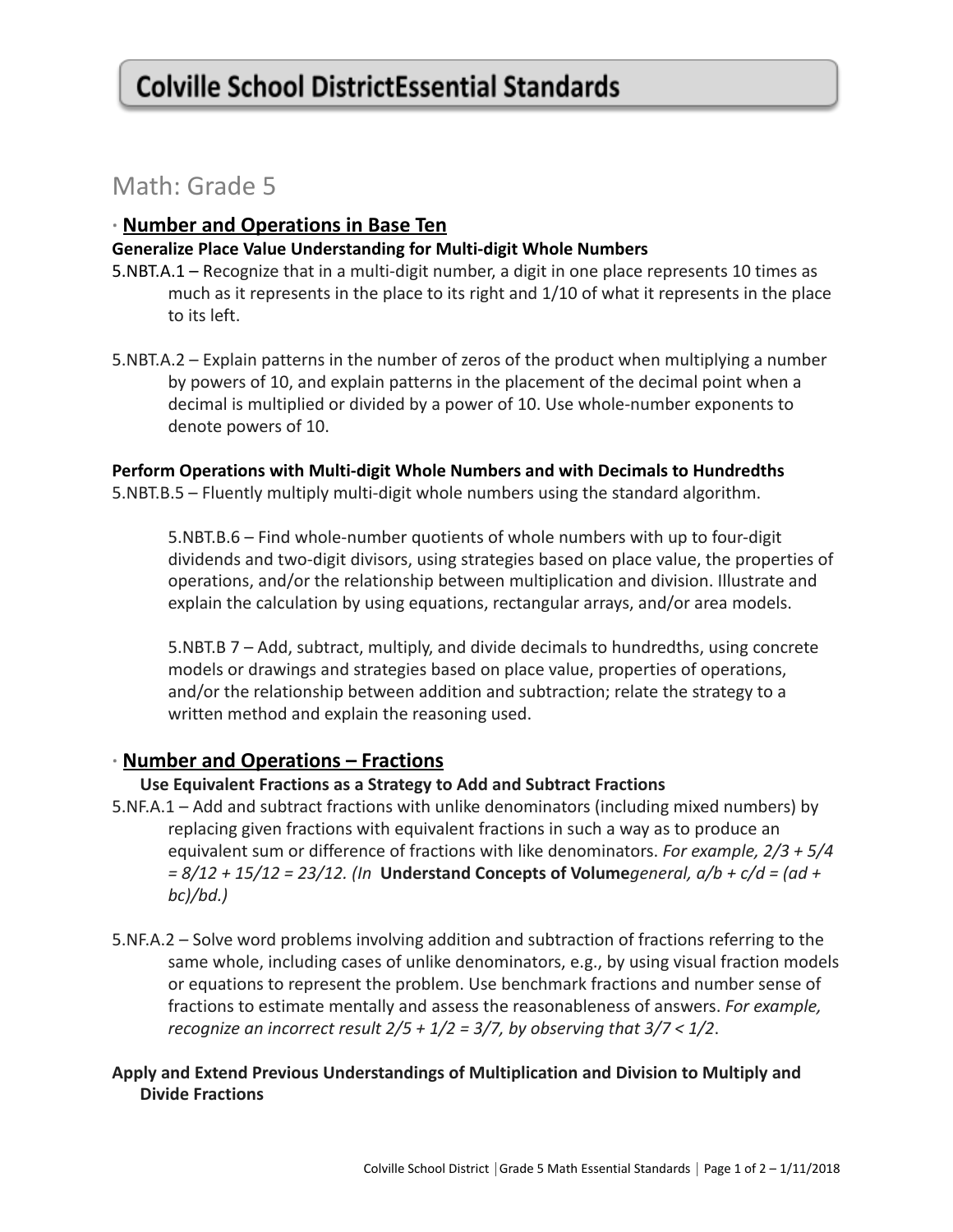# Colville School DistrictEssential Standards

## Math: Grade 5

### · Number and Operations in Base Ten

**Generalize Place Value Understanding for Multi-digit Whole Numbers**

5.NBT.A.1 – Recognize that in a multi-digit number, a digit in one place represents 10 times as much as it represents in the place to its right and 1/10 of what it represents in the place to its left.

5.NBT.A.2 – Explain patterns in the number of zeros of the product when multiplying a number by powers of 10, and explain patterns in the placement of the decimal point when a decimal is multiplied or divided by a power of 10. Use whole-number exponents to denote powers of 10.

**Perform Operations with Multi-digit Whole Numbers and with Decimals to Hundredths**

5.NBT.B.5 – Fluently multiply multi-digit whole numbers using the standard algorithm.

5.NBT.B.6 – Find whole-number quotients of whole numbers with up to four-digit dividends and two-digit divisors, using strategies based on place value, the properties of operations, and/or the relationship between multiplication and division. Illustrate and explain the calculation by using equations, rectangular arrays, and/or area models.

5.NBT.B 7 – Add, subtract, multiply, and divide decimals to hundredths, using concrete models or drawings and strategies based on place value, properties of operations, and/or the relationship between addition and subtraction; relate the strategy to a written method and explain the reasoning used.

### · Number and Operations – Fractions

**Use Equivalent Fractions as a Strategy to Add and Subtract Fractions**

5.NF.A.1 – Add and subtract fractions with unlike denominators (including mixed numbers) by replacing given fractions with equivalent fractions in such a way as to produce an equivalent sum or difference of fractions with like denominators. *For example, $2/3 + 5/4 = 8/12 + 15/12 = 23/12$. (In* **Understand Concepts of Volume***general, $a/b + c/d = (ad + bc)/bd$.)*

5.NF.A.2 – Solve word problems involving addition and subtraction of fractions referring to the same whole, including cases of unlike denominators, e.g., by using visual fraction models or equations to represent the problem. Use benchmark fractions and number sense of fractions to estimate mentally and assess the reasonableness of answers. *For example, recognize an incorrect result $2/5 + 1/2 = 3/7$, by observing that $3/7 < 1/2$*.

**Apply and Extend Previous Understandings of Multiplication and Division to Multiply and Divide Fractions**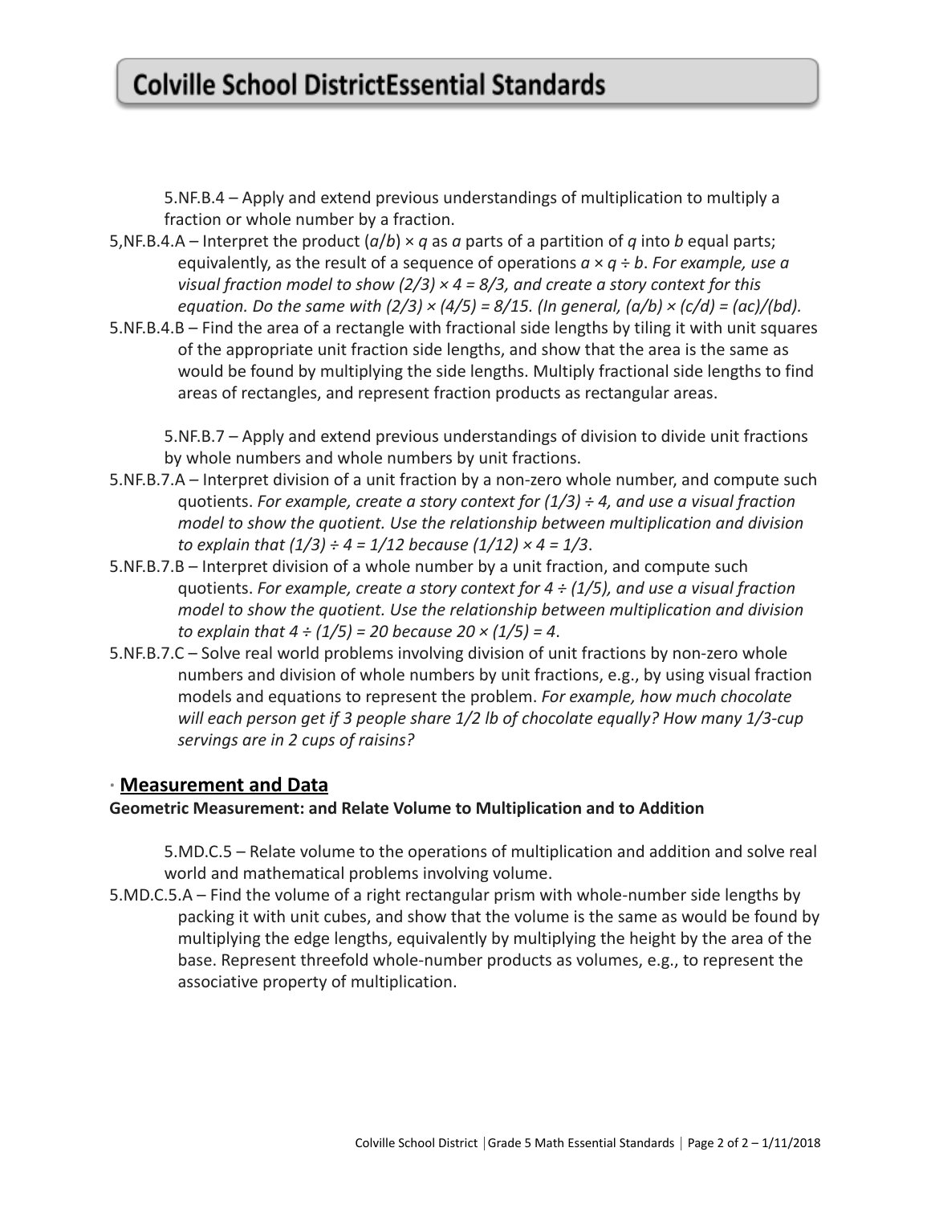5.NF.B.4 – Apply and extend previous understandings of multiplication to multiply a fraction or whole number by a fraction.

5,NF.B.4.A – Interpret the product $(a/b) \times q$ as $a$ parts of a partition of $q$ into $b$ equal parts; equivalently, as the result of a sequence of operations $a \times q \div b$. *For example, use a visual fraction model to show $(2/3) \times 4 = 8/3$, and create a story context for this equation. Do the same with $(2/3) \times (4/5) = 8/15$. (In general, $(a/b) \times (c/d) = (ac)/(bd)$).*

5.NF.B.4.B – Find the area of a rectangle with fractional side lengths by tiling it with unit squares of the appropriate unit fraction side lengths, and show that the area is the same as would be found by multiplying the side lengths. Multiply fractional side lengths to find areas of rectangles, and represent fraction products as rectangular areas.

5.NF.B.7 – Apply and extend previous understandings of division to divide unit fractions by whole numbers and whole numbers by unit fractions.

5.NF.B.7.A – Interpret division of a unit fraction by a non-zero whole number, and compute such quotients. *For example, create a story context for $(1/3) \div 4$, and use a visual fraction model to show the quotient. Use the relationship between multiplication and division to explain that $(1/3) \div 4 = 1/12$ because $(1/12) \times 4 = 1/3$.*

5.NF.B.7.B – Interpret division of a whole number by a unit fraction, and compute such quotients. *For example, create a story context for $4 \div (1/5)$, and use a visual fraction model to show the quotient. Use the relationship between multiplication and division to explain that $4 \div (1/5) = 20$ because $20 \times (1/5) = 4$.*

5.NF.B.7.C – Solve real world problems involving division of unit fractions by non-zero whole numbers and division of whole numbers by unit fractions, e.g., by using visual fraction models and equations to represent the problem. *For example, how much chocolate will each person get if 3 people share 1/2 lb of chocolate equally? How many 1/3-cup servings are in 2 cups of raisins?*

## **Measurement and Data**

**Geometric Measurement: and Relate Volume to Multiplication and to Addition**

5.MD.C.5 – Relate volume to the operations of multiplication and addition and solve real world and mathematical problems involving volume.

5.MD.C.5.A – Find the volume of a right rectangular prism with whole-number side lengths by packing it with unit cubes, and show that the volume is the same as would be found by multiplying the edge lengths, equivalently by multiplying the height by the area of the base. Represent threefold whole-number products as volumes, e.g., to represent the associative property of multiplication.